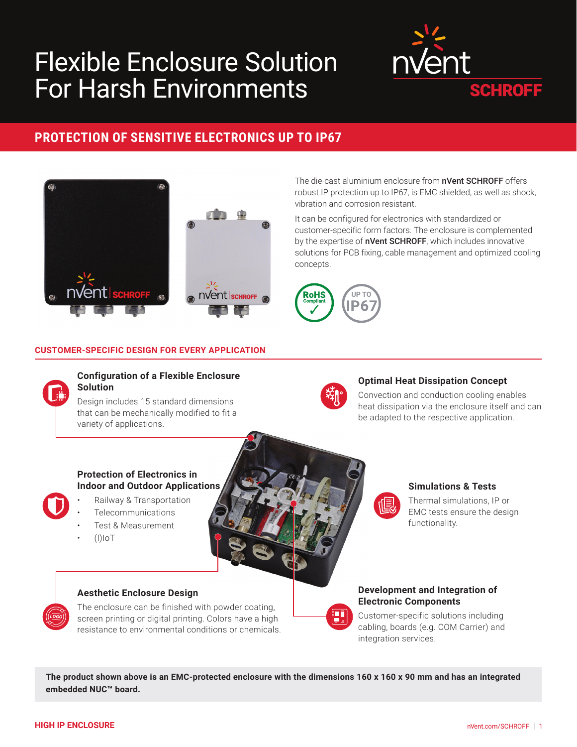# Flexible Enclosure Solution For Harsh Environments

## PROTECTION OF SENSITIVE ELECTRONICS UP TO IP67

The die-cast aluminium enclosure from **nVent SCHROFF** offers robust IP protection up to IP67, is EMC shielded, as well as shock, vibration and corrosion resistant.

It can be configured for electronics with standardized or customer-specific form factors. The enclosure is complemented by the expertise of **nVent SCHROFF**, which includes innovative solutions for PCB fixing, cable management and optimized cooling concepts.

RoHS Compliant

UP TO IP67

## CUSTOMER-SPECIFIC DESIGN FOR EVERY APPLICATION

### Configuration of a Flexible Enclosure Solution

Design includes 15 standard dimensions that can be mechanically modified to fit a variety of applications.

### Optimal Heat Dissipation Concept

Convection and conduction cooling enables heat dissipation via the enclosure itself and can be adapted to the respective application.

### Protection of Electronics in Indoor and Outdoor Applications

- Railway & Transportation
- Telecommunications
- Test & Measurement
- (I)IoT

### Simulations & Tests

Thermal simulations, IP or EMC tests ensure the design functionality.

### Aesthetic Enclosure Design

The enclosure can be finished with powder coating, screen printing or digital printing. Colors have a high resistance to environmental conditions or chemicals.

### Development and Integration of Electronic Components

Customer-specific solutions including cabling, boards (e.g. COM Carrier) and integration services.

**The product shown above is an EMC-protected enclosure with the dimensions 160 x 160 x 90 mm and has an integrated embedded NUC™ board.**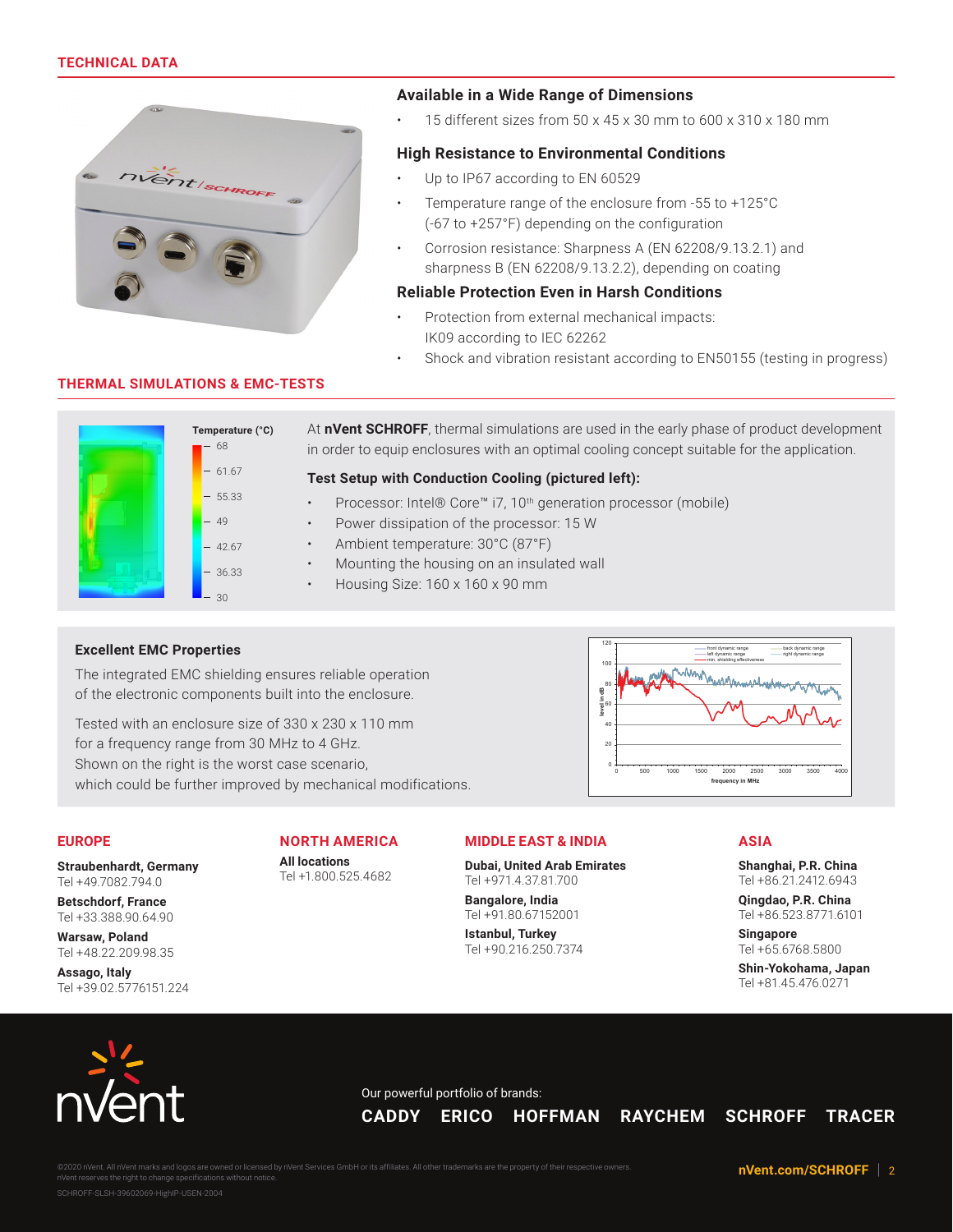## TECHNICAL DATA

### Available in a Wide Range of Dimensions

- 15 different sizes from 50 x 45 x 30 mm to 600 x 310 x 180 mm

### High Resistance to Environmental Conditions

- Up to IP67 according to EN 60529
- Temperature range of the enclosure from -55 to +125°C (-67 to +257°F) depending on the configuration
- Corrosion resistance: Sharpness A (EN 62208/9.13.2.1) and sharpness B (EN 62208/9.13.2.2), depending on coating

### Reliable Protection Even in Harsh Conditions

- Protection from external mechanical impacts: IK09 according to IEC 62262
- Shock and vibration resistant according to EN50155 (testing in progress)

## THERMAL SIMULATIONS & EMC-TESTS

Temperature (°C)
68
61.67
55.33
49
42.67
36.33
30

At **nVent SCHROFF**, thermal simulations are used in the early phase of product development in order to equip enclosures with an optimal cooling concept suitable for the application.

### Test Setup with Conduction Cooling (pictured left):

- Processor: Intel® Core™ i7, 10th generation processor (mobile)
- Power dissipation of the processor: 15 W
- Ambient temperature: 30°C (87°F)
- Mounting the housing on an insulated wall
- Housing Size: 160 x 160 x 90 mm

### Excellent EMC Properties

The integrated EMC shielding ensures reliable operation of the electronic components built into the enclosure.

Tested with an enclosure size of 330 x 230 x 110 mm for a frequency range from 30 MHz to 4 GHz. Shown on the right is the worst case scenario, which could be further improved by mechanical modifications.

front dynamic range
left dynamic range
min. shielding effectiveness
back dynamic range
right dynamic range
level in dB
120
100
80
60
40
20
0
0 500 1000 1500 2000 2500 3000 3500 4000
frequency in MHz

**EUROPE**

**Straubenhardt, Germany**
Tel +49.7082.794.0

**Betschdorf, France**
Tel +33.388.90.64.90

**Warsaw, Poland**
Tel +48.22.209.98.35

**Assago, Italy**
Tel +39.02.5776151.224

**NORTH AMERICA**

**All locations**
Tel +1.800.525.4682

**MIDDLE EAST & INDIA**

**Dubai, United Arab Emirates**
Tel +971.4.37.81.700

**Bangalore, India**
Tel +91.80.67152001

**Istanbul, Turkey**
Tel +90.216.250.7374

**ASIA**

**Shanghai, P.R. China**
Tel +86.21.2412.6943

**Qingdao, P.R. China**
Tel +86.523.8771.6101

**Singapore**
Tel +65.6768.5800

**Shin-Yokohama, Japan**
Tel +81.45.476.0271

nVent

Our powerful portfolio of brands:
**CADDY ERICO HOFFMAN RAYCHEM SCHROFF TRACER**

©2020 nVent. All nVent marks and logos are owned or licensed by nVent Services GmbH or its affiliates. All other trademarks are the property of their respective owners. nVent reserves the right to change specifications without notice.

SCHROFF-SLSH-39602069-HighIP-USEN-2004

**nVent.com/SCHROFF**